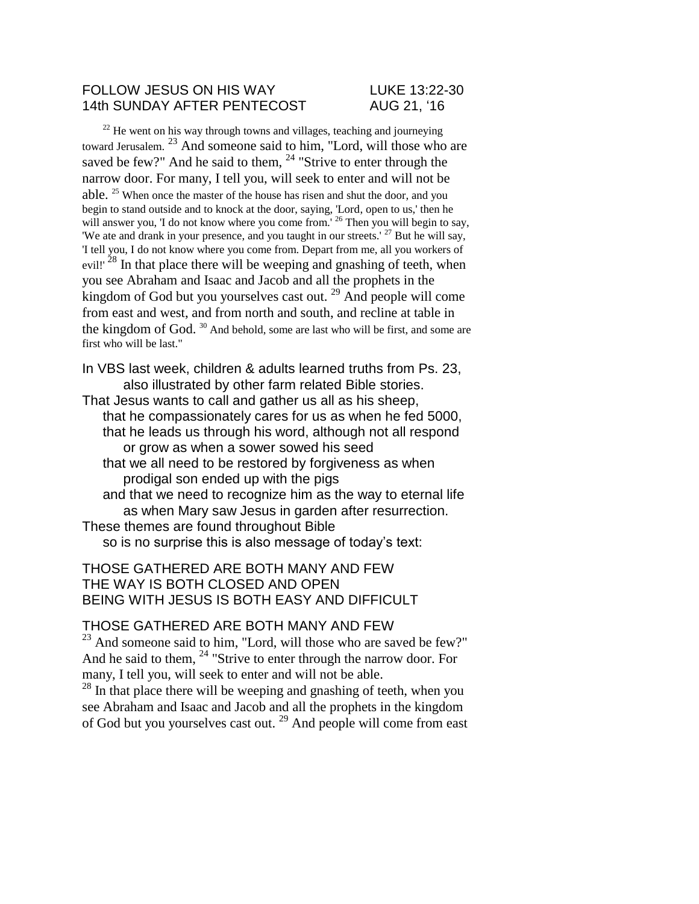FOLLOW JESUS ON HIS WAY LUKE 13:22-30
14th SUNDAY AFTER PENTECOST AUG 21, '16

[22] He went on his way through towns and villages, teaching and journeying toward Jerusalem. [23] And someone said to him, "Lord, will those who are saved be few?" And he said to them, [24] "Strive to enter through the narrow door. For many, I tell you, will seek to enter and will not be able. [25] When once the master of the house has risen and shut the door, and you begin to stand outside and to knock at the door, saying, 'Lord, open to us,' then he will answer you, 'I do not know where you come from.' [26] Then you will begin to say, 'We ate and drank in your presence, and you taught in our streets.' [27] But he will say, 'I tell you, I do not know where you come from. Depart from me, all you workers of evil!' [28] In that place there will be weeping and gnashing of teeth, when you see Abraham and Isaac and Jacob and all the prophets in the kingdom of God but you yourselves cast out. [29] And people will come from east and west, and from north and south, and recline at table in the kingdom of God. [30] And behold, some are last who will be first, and some are first who will be last."

In VBS last week, children & adults learned truths from Ps. 23,
also illustrated by other farm related Bible stories.
That Jesus wants to call and gather us all as his sheep,
that he compassionately cares for us as when he fed 5000,
that he leads us through his word, although not all respond
or grow as when a sower sowed his seed
that we all need to be restored by forgiveness as when
prodigal son ended up with the pigs
and that we need to recognize him as the way to eternal life
as when Mary saw Jesus in garden after resurrection.
These themes are found throughout Bible
so is no surprise this is also message of today's text:

THOSE GATHERED ARE BOTH MANY AND FEW
THE WAY IS BOTH CLOSED AND OPEN
BEING WITH JESUS IS BOTH EASY AND DIFFICULT

THOSE GATHERED ARE BOTH MANY AND FEW

[23] And someone said to him, "Lord, will those who are saved be few?" And he said to them, [24] "Strive to enter through the narrow door. For many, I tell you, will seek to enter and will not be able.
[28] In that place there will be weeping and gnashing of teeth, when you see Abraham and Isaac and Jacob and all the prophets in the kingdom of God but you yourselves cast out. [29] And people will come from east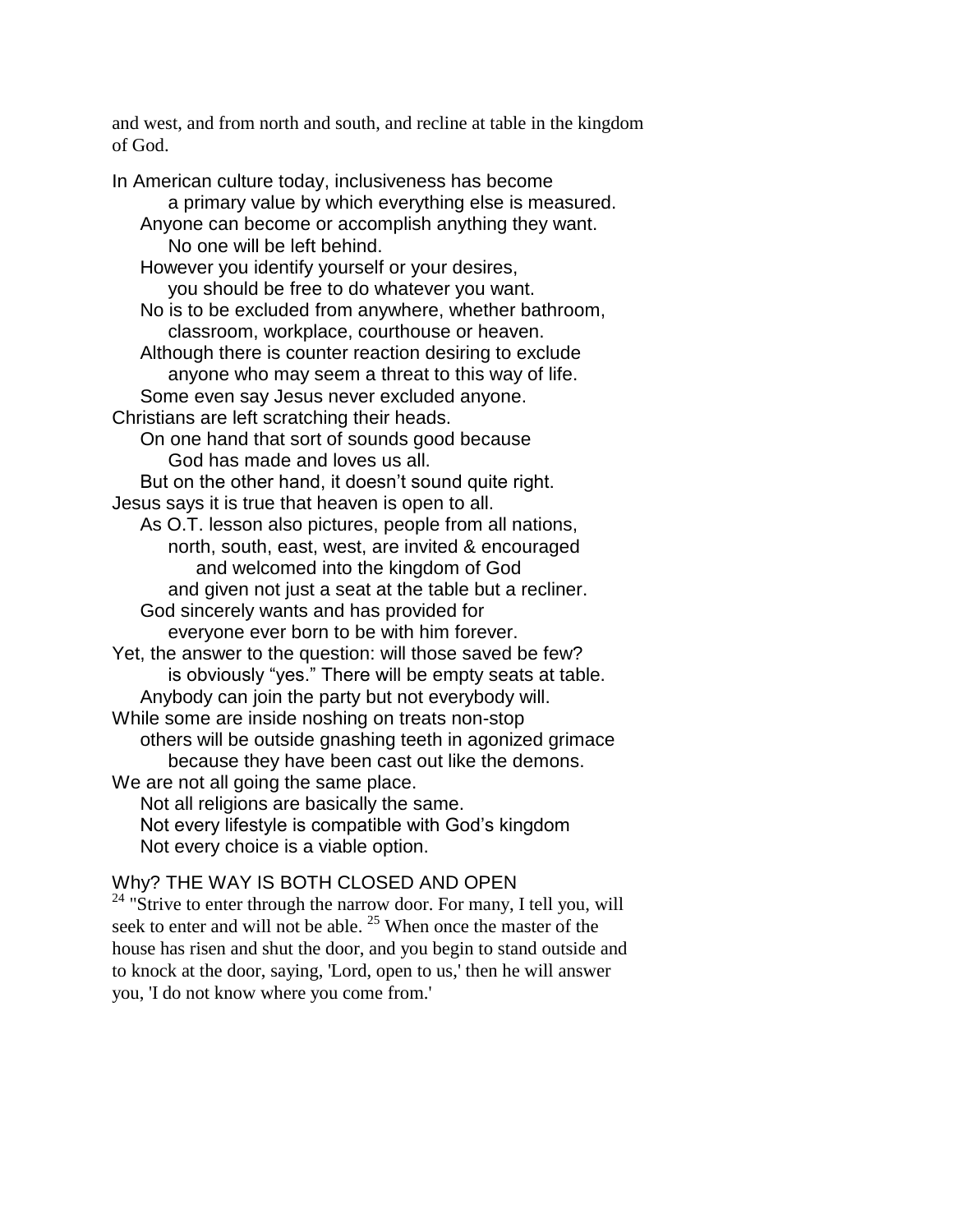and west, and from north and south, and recline at table in the kingdom of God.

In American culture today, inclusiveness has become
a primary value by which everything else is measured.
Anyone can become or accomplish anything they want.
No one will be left behind.
However you identify yourself or your desires,
you should be free to do whatever you want.
No is to be excluded from anywhere, whether bathroom,
classroom, workplace, courthouse or heaven.
Although there is counter reaction desiring to exclude
anyone who may seem a threat to this way of life.
Some even say Jesus never excluded anyone.
Christians are left scratching their heads.
On one hand that sort of sounds good because
God has made and loves us all.
But on the other hand, it doesn't sound quite right.
Jesus says it is true that heaven is open to all.
As O.T. lesson also pictures, people from all nations,
north, south, east, west, are invited & encouraged
and welcomed into the kingdom of God
and given not just a seat at the table but a recliner.
God sincerely wants and has provided for
everyone ever born to be with him forever.
Yet, the answer to the question: will those saved be few?
is obviously "yes." There will be empty seats at table.
Anybody can join the party but not everybody will.
While some are inside noshing on treats non-stop
others will be outside gnashing teeth in agonized grimace
because they have been cast out like the demons.
We are not all going the same place.
Not all religions are basically the same.
Not every lifestyle is compatible with God's kingdom
Not every choice is a viable option.

Why? THE WAY IS BOTH CLOSED AND OPEN

[24] "Strive to enter through the narrow door. For many, I tell you, will seek to enter and will not be able. [25] When once the master of the house has risen and shut the door, and you begin to stand outside and to knock at the door, saying, 'Lord, open to us,' then he will answer you, 'I do not know where you come from.'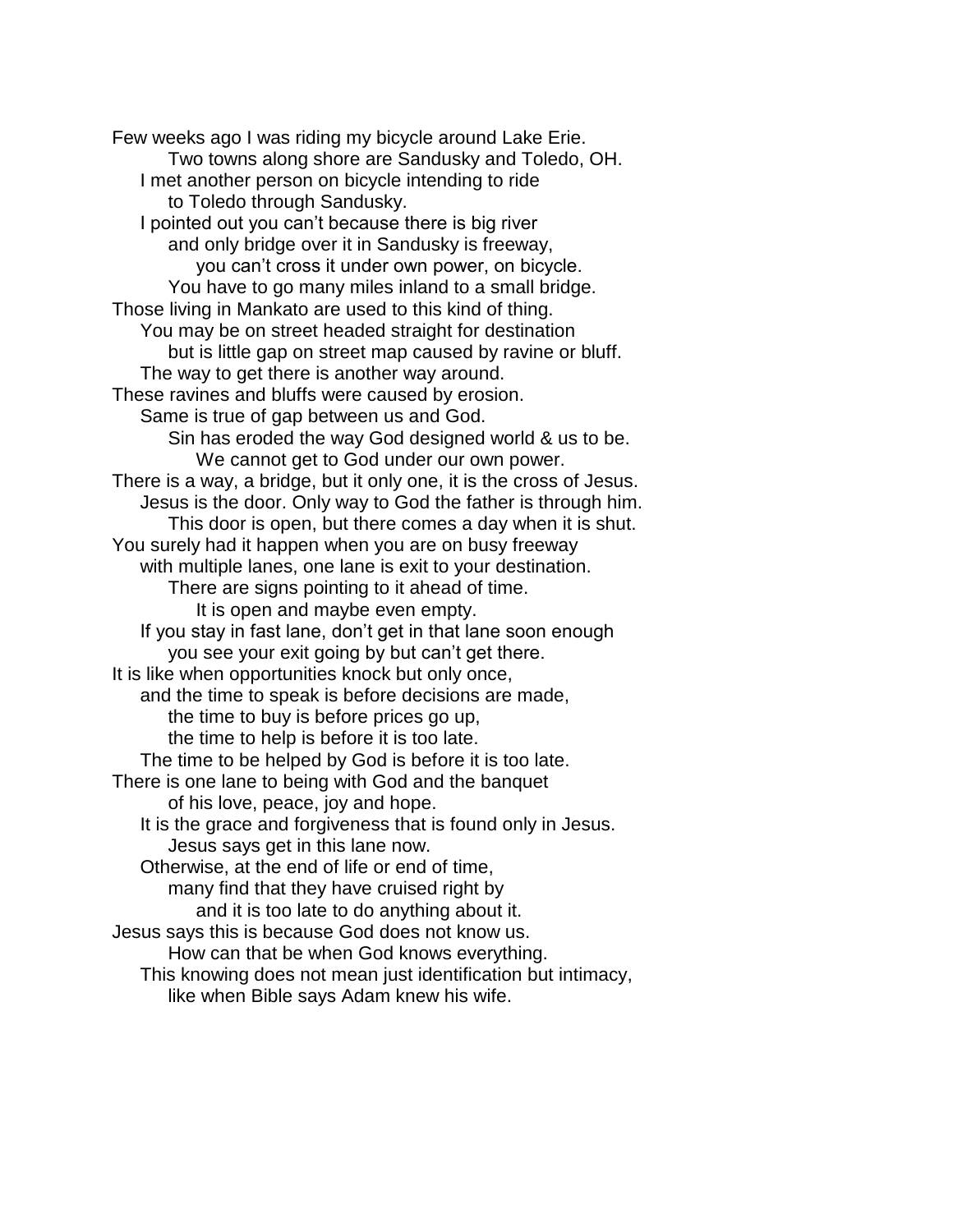Few weeks ago I was riding my bicycle around Lake Erie.
        Two towns along shore are Sandusky and Toledo, OH.
    I met another person on bicycle intending to ride
        to Toledo through Sandusky.
    I pointed out you can’t because there is big river
        and only bridge over it in Sandusky is freeway,
            you can’t cross it under own power, on bicycle.
        You have to go many miles inland to a small bridge.
Those living in Mankato are used to this kind of thing.
    You may be on street headed straight for destination
        but is little gap on street map caused by ravine or bluff.
    The way to get there is another way around.
These ravines and bluffs were caused by erosion.
    Same is true of gap between us and God.
        Sin has eroded the way God designed world & us to be.
            We cannot get to God under our own power.
There is a way, a bridge, but it only one, it is the cross of Jesus.
    Jesus is the door. Only way to God the father is through him.
        This door is open, but there comes a day when it is shut.
You surely had it happen when you are on busy freeway
    with multiple lanes, one lane is exit to your destination.
        There are signs pointing to it ahead of time.
            It is open and maybe even empty.
    If you stay in fast lane, don’t get in that lane soon enough
        you see your exit going by but can’t get there.
It is like when opportunities knock but only once,
    and the time to speak is before decisions are made,
        the time to buy is before prices go up,
        the time to help is before it is too late.
    The time to be helped by God is before it is too late.
There is one lane to being with God and the banquet
        of his love, peace, joy and hope.
    It is the grace and forgiveness that is found only in Jesus.
        Jesus says get in this lane now.
    Otherwise, at the end of life or end of time,
        many find that they have cruised right by
            and it is too late to do anything about it.
Jesus says this is because God does not know us.
        How can that be when God knows everything.
    This knowing does not mean just identification but intimacy,
        like when Bible says Adam knew his wife.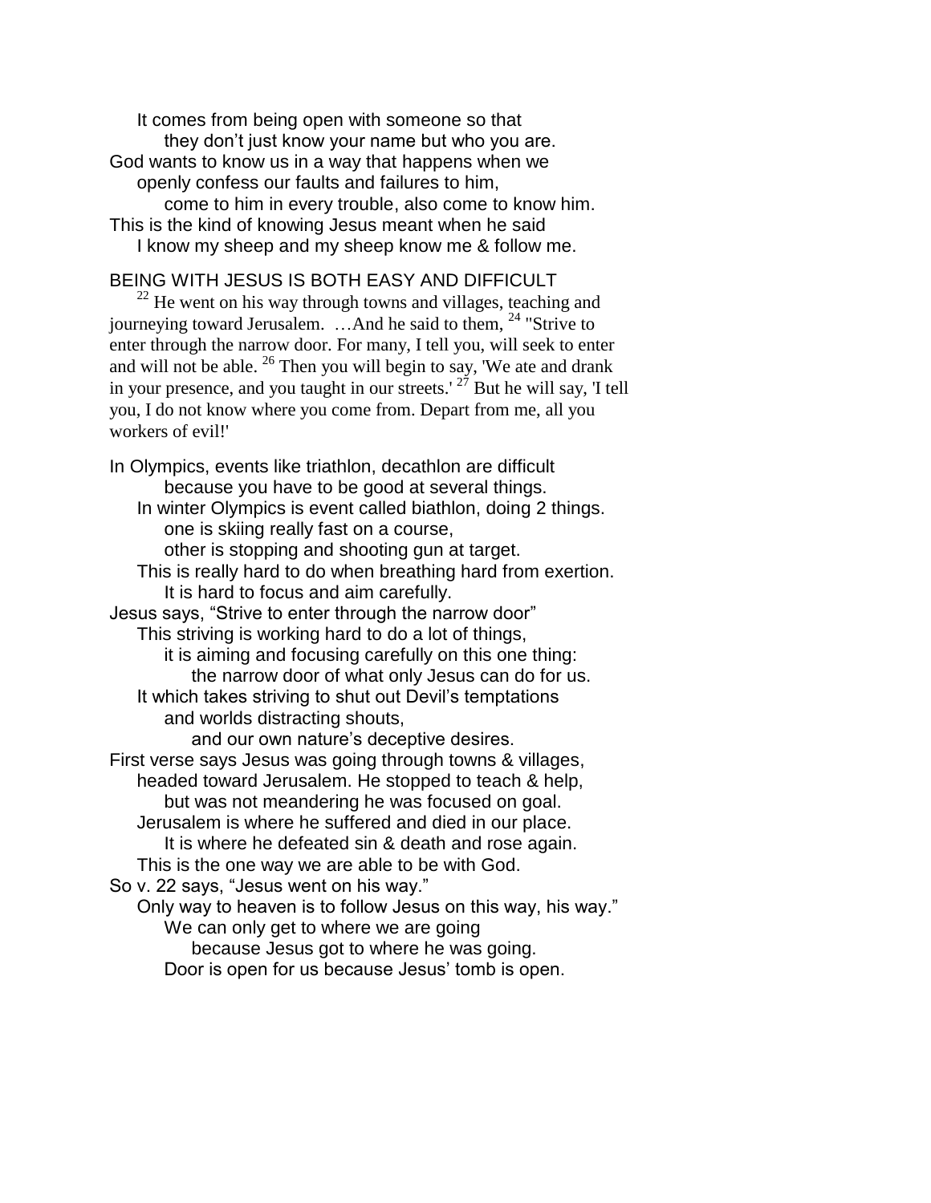It comes from being open with someone so that
they don’t just know your name but who you are.
God wants to know us in a way that happens when we
openly confess our faults and failures to him,
come to him in every trouble, also come to know him.
This is the kind of knowing Jesus meant when he said
I know my sheep and my sheep know me & follow me.

BEING WITH JESUS IS BOTH EASY AND DIFFICULT

[22] He went on his way through towns and villages, teaching and journeying toward Jerusalem. …And he said to them, [24] "Strive to enter through the narrow door. For many, I tell you, will seek to enter and will not be able. [26] Then you will begin to say, 'We ate and drank in your presence, and you taught in our streets.' [27] But he will say, 'I tell you, I do not know where you come from. Depart from me, all you workers of evil!'

In Olympics, events like triathlon, decathlon are difficult
because you have to be good at several things.
In winter Olympics is event called biathlon, doing 2 things.
one is skiing really fast on a course,
other is stopping and shooting gun at target.
This is really hard to do when breathing hard from exertion.
It is hard to focus and aim carefully.
Jesus says, “Strive to enter through the narrow door”
This striving is working hard to do a lot of things,
it is aiming and focusing carefully on this one thing:
the narrow door of what only Jesus can do for us.
It which takes striving to shut out Devil’s temptations
and worlds distracting shouts,
and our own nature’s deceptive desires.
First verse says Jesus was going through towns & villages,
headed toward Jerusalem. He stopped to teach & help,
but was not meandering he was focused on goal.
Jerusalem is where he suffered and died in our place.
It is where he defeated sin & death and rose again.
This is the one way we are able to be with God.
So v. 22 says, “Jesus went on his way.”
Only way to heaven is to follow Jesus on this way, his way.”
We can only get to where we are going
because Jesus got to where he was going.
Door is open for us because Jesus’ tomb is open.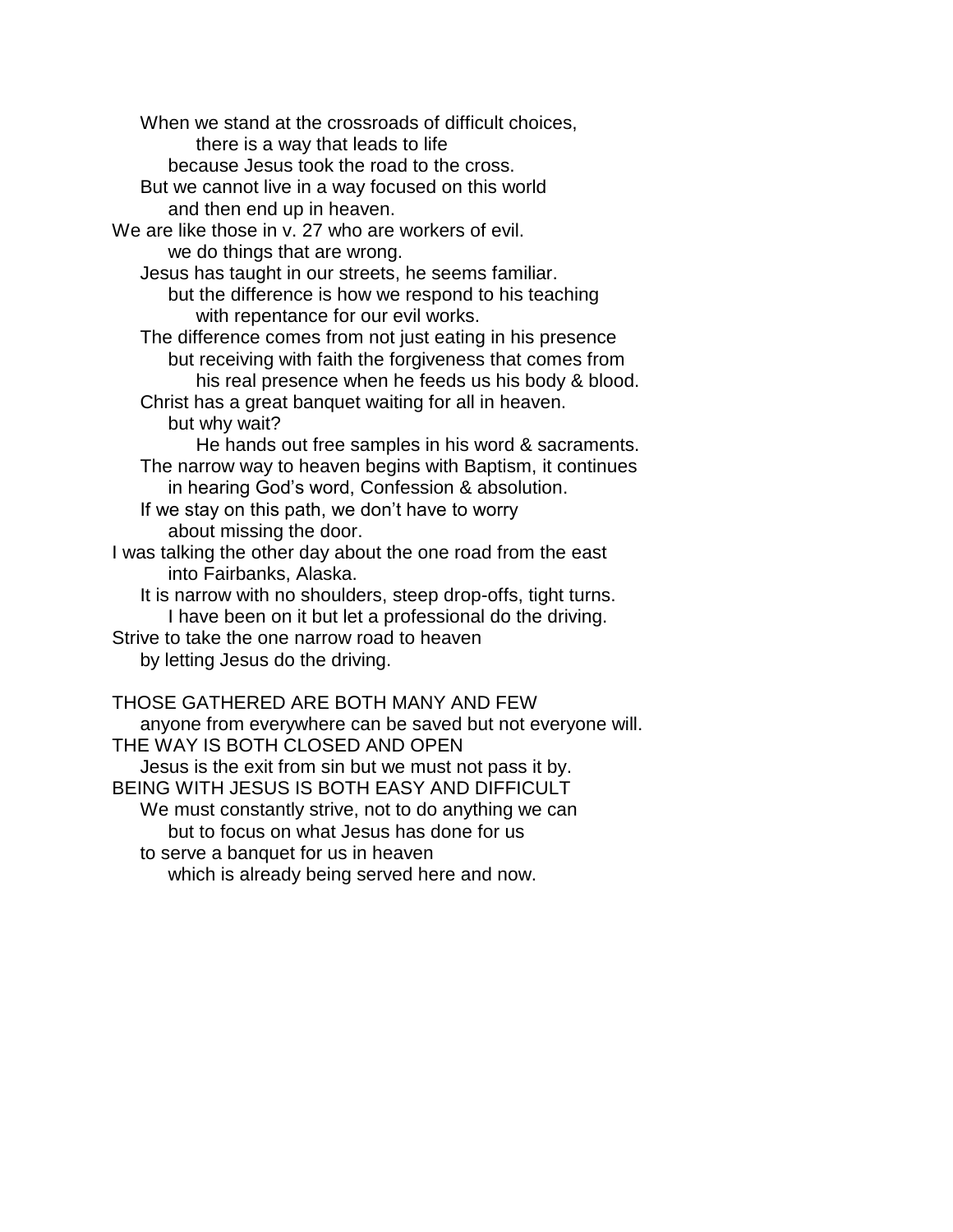When we stand at the crossroads of difficult choices,
there is a way that leads to life
because Jesus took the road to the cross.
But we cannot live in a way focused on this world
and then end up in heaven.
We are like those in v. 27 who are workers of evil.
we do things that are wrong.
Jesus has taught in our streets, he seems familiar.
but the difference is how we respond to his teaching
with repentance for our evil works.
The difference comes from not just eating in his presence
but receiving with faith the forgiveness that comes from
his real presence when he feeds us his body & blood.
Christ has a great banquet waiting for all in heaven.
but why wait?
He hands out free samples in his word & sacraments.
The narrow way to heaven begins with Baptism, it continues
in hearing God's word, Confession & absolution.
If we stay on this path, we don't have to worry
about missing the door.
I was talking the other day about the one road from the east
into Fairbanks, Alaska.
It is narrow with no shoulders, steep drop-offs, tight turns.
I have been on it but let a professional do the driving.
Strive to take the one narrow road to heaven
by letting Jesus do the driving.

THOSE GATHERED ARE BOTH MANY AND FEW
anyone from everywhere can be saved but not everyone will.
THE WAY IS BOTH CLOSED AND OPEN
Jesus is the exit from sin but we must not pass it by.
BEING WITH JESUS IS BOTH EASY AND DIFFICULT
We must constantly strive, not to do anything we can
but to focus on what Jesus has done for us
to serve a banquet for us in heaven
which is already being served here and now.